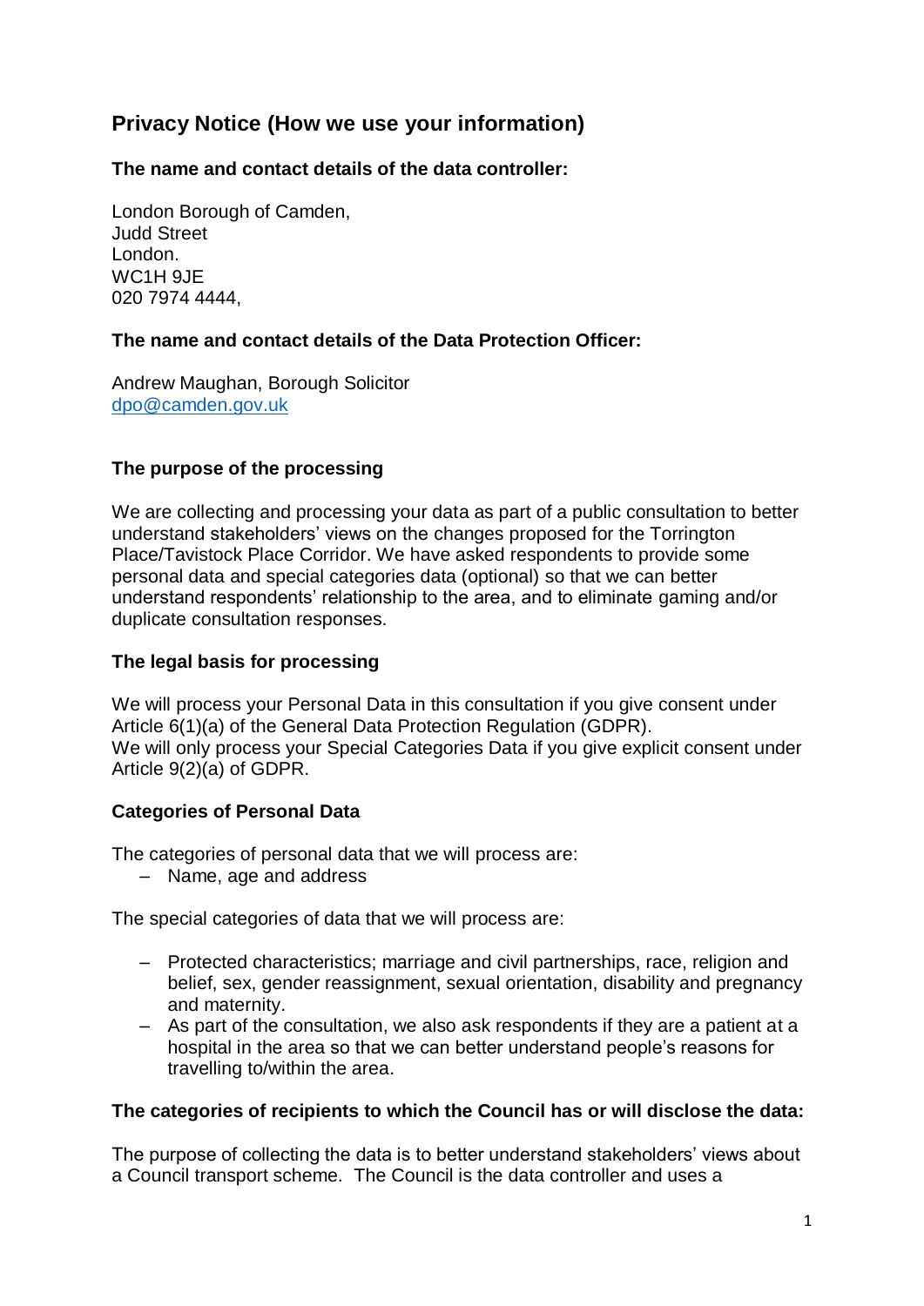# Privacy Notice (How we use your information)

**The name and contact details of the data controller:**

London Borough of Camden,
Judd Street
London.
WC1H 9JE
020 7974 4444,

**The name and contact details of the Data Protection Officer:**

Andrew Maughan, Borough Solicitor
[dpo@camden.gov.uk](mailto:dpo@camden.gov.uk)

**The purpose of the processing**

We are collecting and processing your data as part of a public consultation to better understand stakeholders' views on the changes proposed for the Torrington Place/Tavistock Place Corridor. We have asked respondents to provide some personal data and special categories data (optional) so that we can better understand respondents' relationship to the area, and to eliminate gaming and/or duplicate consultation responses.

**The legal basis for processing**

We will process your Personal Data in this consultation if you give consent under Article 6(1)(a) of the General Data Protection Regulation (GDPR).
We will only process your Special Categories Data if you give explicit consent under Article 9(2)(a) of GDPR.

**Categories of Personal Data**

The categories of personal data that we will process are:

- Name, age and address

The special categories of data that we will process are:

- Protected characteristics; marriage and civil partnerships, race, religion and belief, sex, gender reassignment, sexual orientation, disability and pregnancy and maternity.
- As part of the consultation, we also ask respondents if they are a patient at a hospital in the area so that we can better understand people's reasons for travelling to/within the area.

**The categories of recipients to which the Council has or will disclose the data:**

The purpose of collecting the data is to better understand stakeholders' views about a Council transport scheme. The Council is the data controller and uses a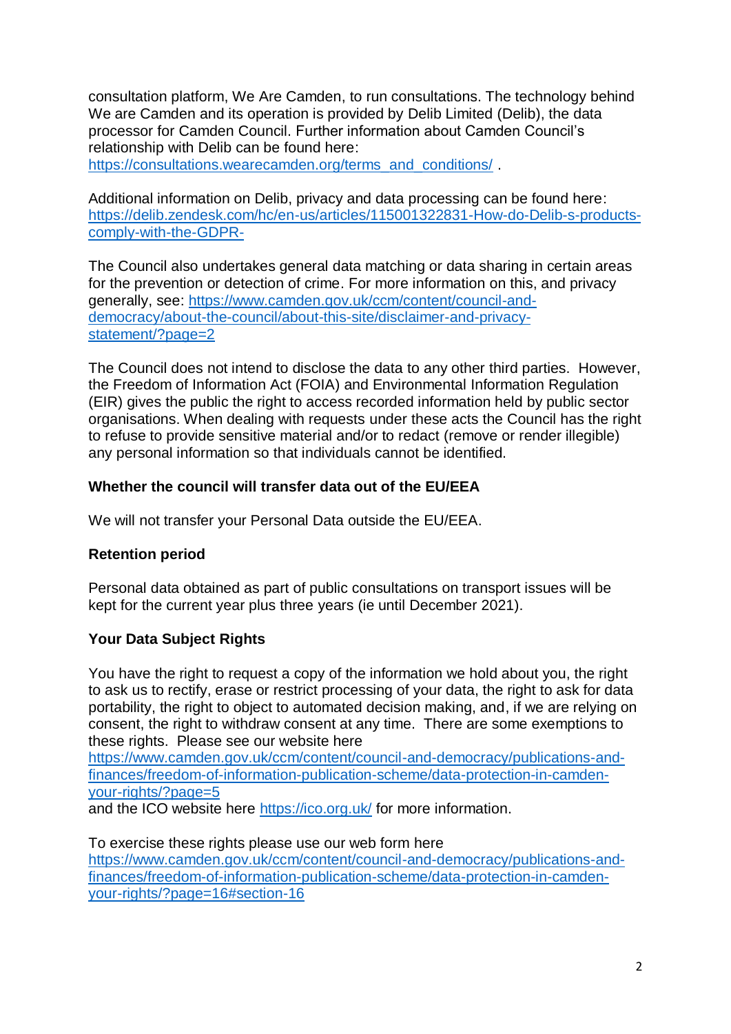consultation platform, We Are Camden, to run consultations. The technology behind We are Camden and its operation is provided by Delib Limited (Delib), the data processor for Camden Council. Further information about Camden Council's relationship with Delib can be found here: https://consultations.wearecamden.org/terms_and_conditions/ .

Additional information on Delib, privacy and data processing can be found here: https://delib.zendesk.com/hc/en-us/articles/115001322831-How-do-Delib-s-products-comply-with-the-GDPR-

The Council also undertakes general data matching or data sharing in certain areas for the prevention or detection of crime. For more information on this, and privacy generally, see: https://www.camden.gov.uk/ccm/content/council-and-democracy/about-the-council/about-this-site/disclaimer-and-privacy-statement/?page=2

The Council does not intend to disclose the data to any other third parties. However, the Freedom of Information Act (FOIA) and Environmental Information Regulation (EIR) gives the public the right to access recorded information held by public sector organisations. When dealing with requests under these acts the Council has the right to refuse to provide sensitive material and/or to redact (remove or render illegible) any personal information so that individuals cannot be identified.

**Whether the council will transfer data out of the EU/EEA**

We will not transfer your Personal Data outside the EU/EEA.

**Retention period**

Personal data obtained as part of public consultations on transport issues will be kept for the current year plus three years (ie until December 2021).

**Your Data Subject Rights**

You have the right to request a copy of the information we hold about you, the right to ask us to rectify, erase or restrict processing of your data, the right to ask for data portability, the right to object to automated decision making, and, if we are relying on consent, the right to withdraw consent at any time. There are some exemptions to these rights. Please see our website here https://www.camden.gov.uk/ccm/content/council-and-democracy/publications-and-finances/freedom-of-information-publication-scheme/data-protection-in-camden-your-rights/?page=5
and the ICO website here https://ico.org.uk/ for more information.

To exercise these rights please use our web form here https://www.camden.gov.uk/ccm/content/council-and-democracy/publications-and-finances/freedom-of-information-publication-scheme/data-protection-in-camden-your-rights/?page=16#section-16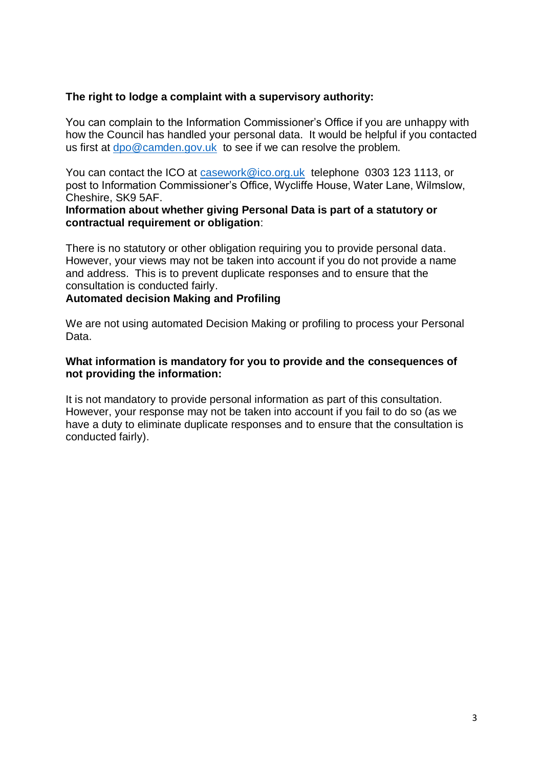**The right to lodge a complaint with a supervisory authority:**

You can complain to the Information Commissioner's Office if you are unhappy with how the Council has handled your personal data. It would be helpful if you contacted us first at dpo@camden.gov.uk to see if we can resolve the problem.

You can contact the ICO at casework@ico.org.uk telephone 0303 123 1113, or post to Information Commissioner's Office, Wycliffe House, Water Lane, Wilmslow, Cheshire, SK9 5AF.

**Information about whether giving Personal Data is part of a statutory or contractual requirement or obligation**:

There is no statutory or other obligation requiring you to provide personal data. However, your views may not be taken into account if you do not provide a name and address. This is to prevent duplicate responses and to ensure that the consultation is conducted fairly.

**Automated decision Making and Profiling**

We are not using automated Decision Making or profiling to process your Personal Data.

**What information is mandatory for you to provide and the consequences of not providing the information:**

It is not mandatory to provide personal information as part of this consultation. However, your response may not be taken into account if you fail to do so (as we have a duty to eliminate duplicate responses and to ensure that the consultation is conducted fairly).